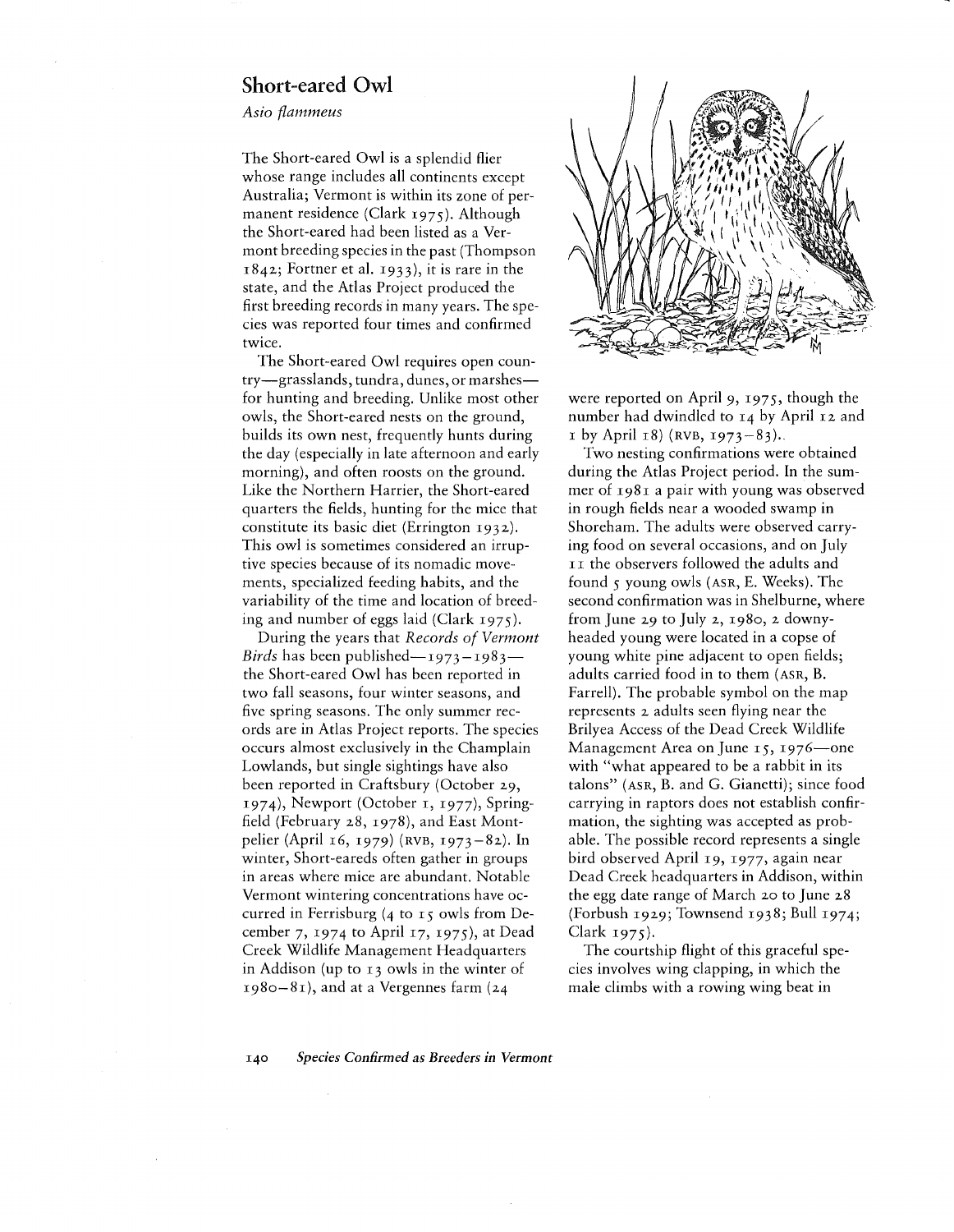## Short-eared Owl

*Asio flammeus*

The Short-eared Owl is a splendid flier whose range includes all continents except Australia; Vermont is within its zone of permanent residence (Clark 1975). Although the Short-eared had been listed as a Vermont breeding species in the past (Thompson 1842; Fortner et al. 1933), it is rare in the state, and the Atlas Project produced the first breeding records in many years. The species was reported four times and confirmed twice.

The Short-eared Owl requires open country—grasslands, tundra, dunes, or marshes—for hunting and breeding. Unlike most other owls, the Short-eared nests on the ground, builds its own nest, frequently hunts during the day (especially in late afternoon and early morning), and often roosts on the ground. Like the Northern Harrier, the Short-eared quarters the fields, hunting for the mice that constitute its basic diet (Errington 1932). This owl is sometimes considered an irruptive species because of its nomadic movements, specialized feeding habits, and the variability of the time and location of breeding and number of eggs laid (Clark 1975).

During the years that *Records of Vermont Birds* has been published—1973–1983—the Short-eared Owl has been reported in two fall seasons, four winter seasons, and five spring seasons. The only summer records are in Atlas Project reports. The species occurs almost exclusively in the Champlain Lowlands, but single sightings have also been reported in Craftsbury (October 29, 1974), Newport (October 1, 1977), Springfield (February 28, 1978), and East Montpelier (April 16, 1979) (RVB, 1973–82). In winter, Short-eareds often gather in groups in areas where mice are abundant. Notable Vermont wintering concentrations have occurred in Ferrisburg (4 to 15 owls from December 7, 1974 to April 17, 1975), at Dead Creek Wildlife Management Headquarters in Addison (up to 13 owls in the winter of 1980–81), and at a Vergennes farm (24 were reported on April 9, 1975, though the number had dwindled to 14 by April 12 and 1 by April 18) (RVB, 1973–83).

Two nesting confirmations were obtained during the Atlas Project period. In the summer of 1981 a pair with young was observed in rough fields near a wooded swamp in Shoreham. The adults were observed carrying food on several occasions, and on July 11 the observers followed the adults and found 5 young owls (ASR, E. Weeks). The second confirmation was in Shelburne, where from June 29 to July 2, 1980, 2 downy-headed young were located in a copse of young white pine adjacent to open fields; adults carried food in to them (ASR, B. Farrell). The probable symbol on the map represents 2 adults seen flying near the Brilyea Access of the Dead Creek Wildlife Management Area on June 15, 1976—one with "what appeared to be a rabbit in its talons" (ASR, B. and G. Gianetti); since food carrying in raptors does not establish confirmation, the sighting was accepted as probable. The possible record represents a single bird observed April 19, 1977, again near Dead Creek headquarters in Addison, within the egg date range of March 20 to June 28 (Forbush 1929; Townsend 1938; Bull 1974; Clark 1975).

The courtship flight of this graceful species involves wing clapping, in which the male climbs with a rowing wing beat in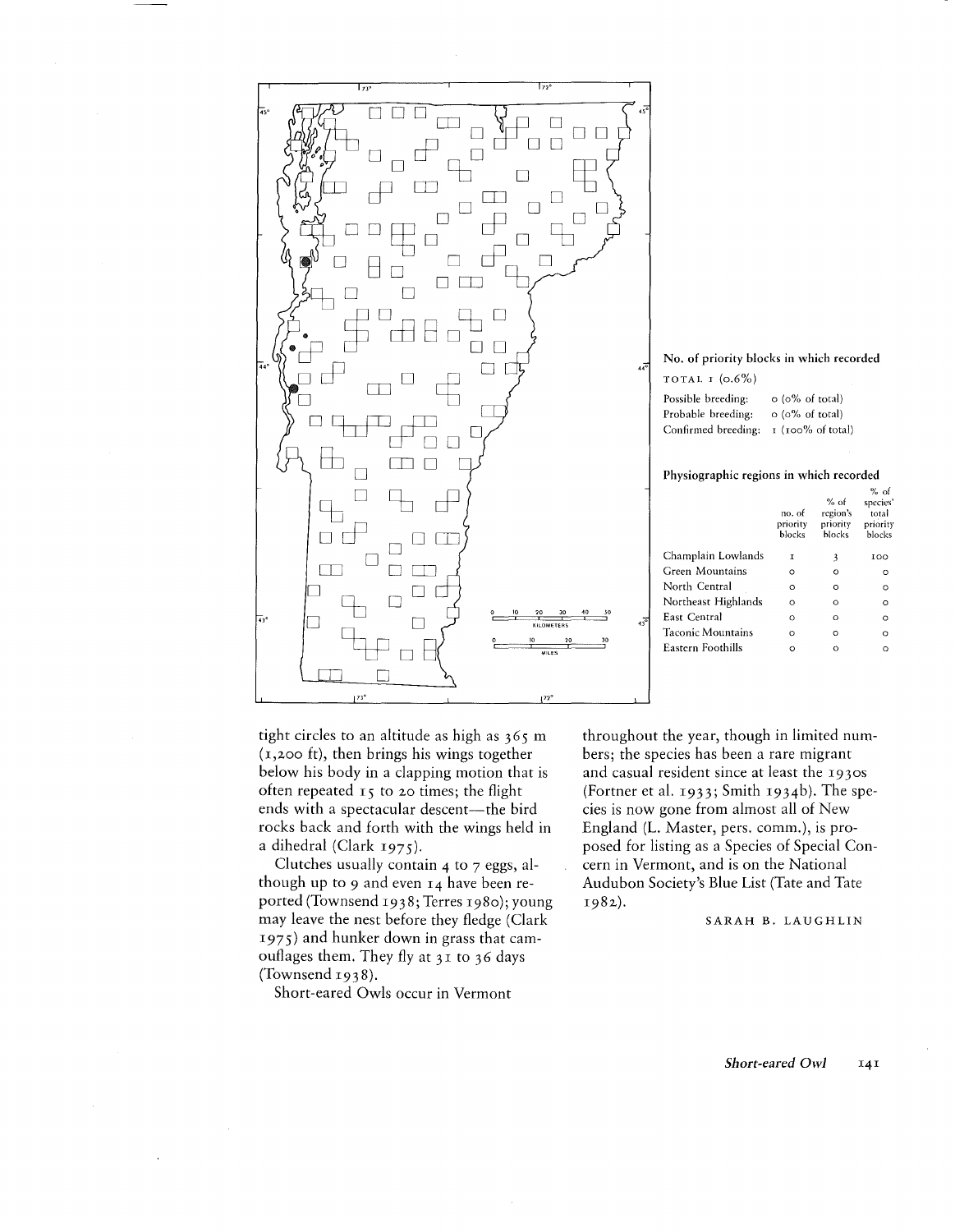No. of priority blocks in which recorded

TOTAL 1 (0.6%)

Possible breeding: 0 (0% of total)
Probable breeding: 0 (0% of total)
Confirmed breeding: 1 (100% of total)

Physiographic regions in which recorded

| | no. of priority blocks | % of region's priority blocks | % of species' total priority blocks |
|---|---|---|---|
| Champlain Lowlands | 1 | 3 | 100 |
| Green Mountains | 0 | 0 | 0 |
| North Central | 0 | 0 | 0 |
| Northeast Highlands | 0 | 0 | 0 |
| East Central | 0 | 0 | 0 |
| Taconic Mountains | 0 | 0 | 0 |
| Eastern Foothills | 0 | 0 | 0 |

tight circles to an altitude as high as 365 m (1,200 ft), then brings his wings together below his body in a clapping motion that is often repeated 15 to 20 times; the flight ends with a spectacular descent—the bird rocks back and forth with the wings held in a dihedral (Clark 1975).

Clutches usually contain 4 to 7 eggs, although up to 9 and even 14 have been reported (Townsend 1938; Terres 1980); young may leave the nest before they fledge (Clark 1975) and hunker down in grass that camouflages them. They fly at 31 to 36 days (Townsend 1938).

Short-eared Owls occur in Vermont throughout the year, though in limited numbers; the species has been a rare migrant and casual resident since at least the 1930s (Fortner et al. 1933; Smith 1934b). The species is now gone from almost all of New England (L. Master, pers. comm.), is proposed for listing as a Species of Special Concern in Vermont, and is on the National Audubon Society's Blue List (Tate and Tate 1982).

SARAH B. LAUGHLIN